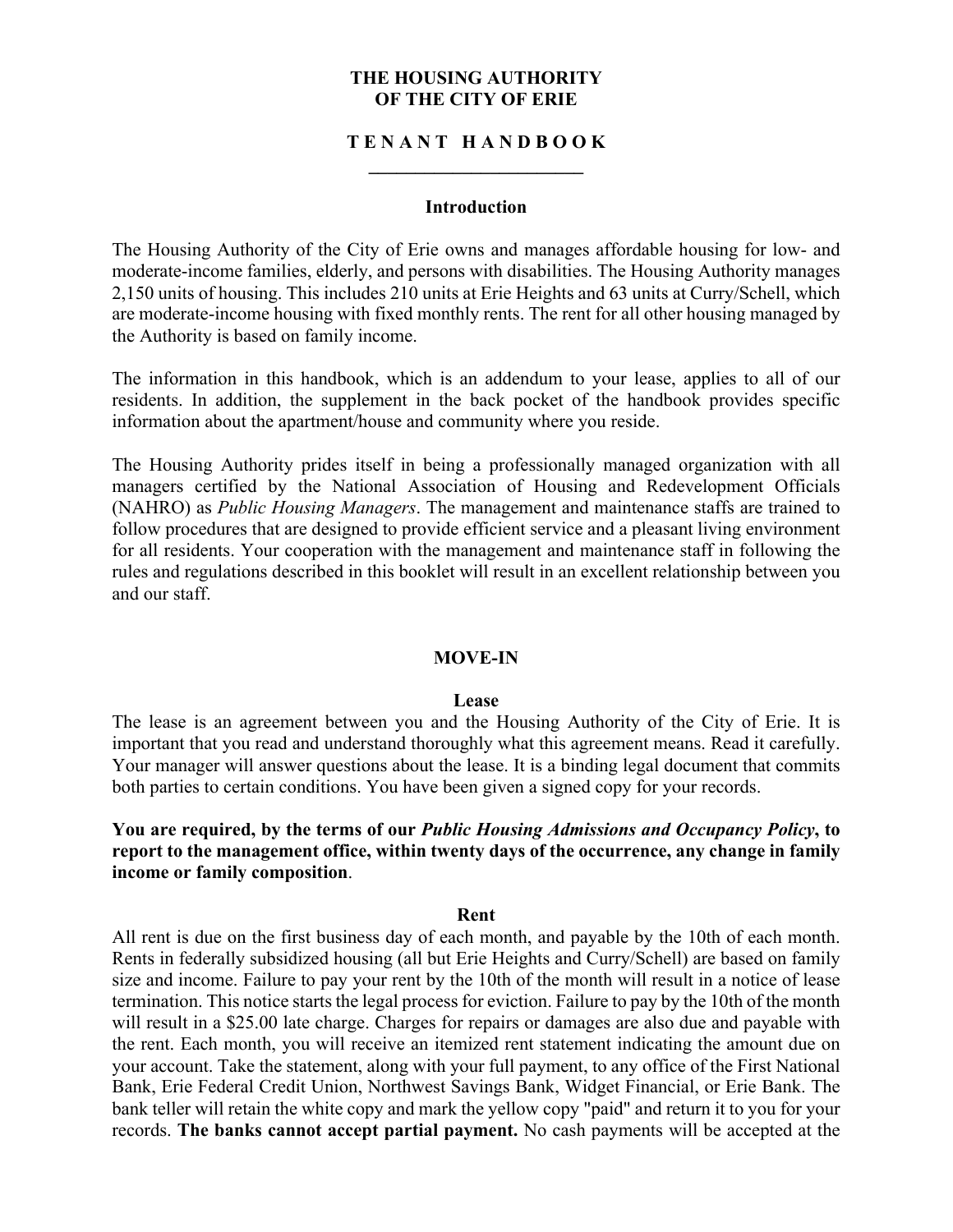# THE HOUSING AUTHORITY OF THE CITY OF ERIE

## T E N A N T H A N D B O O K

### Introduction

The Housing Authority of the City of Erie owns and manages affordable housing for low- and moderate-income families, elderly, and persons with disabilities. The Housing Authority manages 2,150 units of housing. This includes 210 units at Erie Heights and 63 units at Curry/Schell, which are moderate-income housing with fixed monthly rents. The rent for all other housing managed by the Authority is based on family income.

The information in this handbook, which is an addendum to your lease, applies to all of our residents. In addition, the supplement in the back pocket of the handbook provides specific information about the apartment/house and community where you reside.

The Housing Authority prides itself in being a professionally managed organization with all managers certified by the National Association of Housing and Redevelopment Officials (NAHRO) as *Public Housing Managers*. The management and maintenance staffs are trained to follow procedures that are designed to provide efficient service and a pleasant living environment for all residents. Your cooperation with the management and maintenance staff in following the rules and regulations described in this booklet will result in an excellent relationship between you and our staff.

## MOVE-IN

### Lease

The lease is an agreement between you and the Housing Authority of the City of Erie. It is important that you read and understand thoroughly what this agreement means. Read it carefully. Your manager will answer questions about the lease. It is a binding legal document that commits both parties to certain conditions. You have been given a signed copy for your records.

**You are required, by the terms of our *Public Housing Admissions and Occupancy Policy*, to report to the management office, within twenty days of the occurrence, any change in family income or family composition**.

### Rent

All rent is due on the first business day of each month, and payable by the 10th of each month. Rents in federally subsidized housing (all but Erie Heights and Curry/Schell) are based on family size and income. Failure to pay your rent by the 10th of the month will result in a notice of lease termination. This notice starts the legal process for eviction. Failure to pay by the 10th of the month will result in a $25.00 late charge. Charges for repairs or damages are also due and payable with the rent. Each month, you will receive an itemized rent statement indicating the amount due on your account. Take the statement, along with your full payment, to any office of the First National Bank, Erie Federal Credit Union, Northwest Savings Bank, Widget Financial, or Erie Bank. The bank teller will retain the white copy and mark the yellow copy "paid" and return it to you for your records. **The banks cannot accept partial payment.** No cash payments will be accepted at the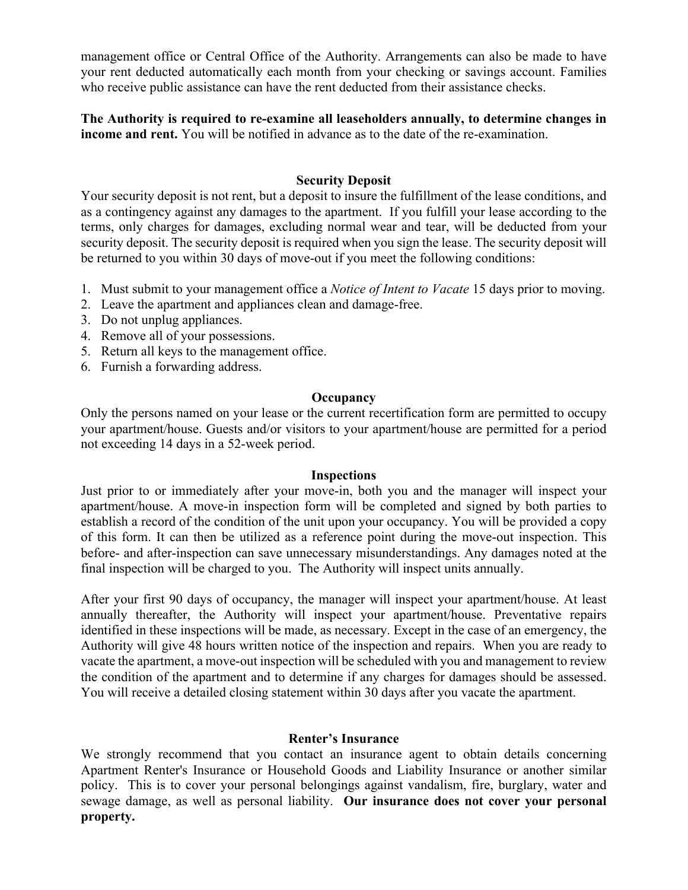management office or Central Office of the Authority. Arrangements can also be made to have your rent deducted automatically each month from your checking or savings account. Families who receive public assistance can have the rent deducted from their assistance checks.

**The Authority is required to re-examine all leaseholders annually, to determine changes in income and rent.** You will be notified in advance as to the date of the re-examination.

## Security Deposit

Your security deposit is not rent, but a deposit to insure the fulfillment of the lease conditions, and as a contingency against any damages to the apartment. If you fulfill your lease according to the terms, only charges for damages, excluding normal wear and tear, will be deducted from your security deposit. The security deposit is required when you sign the lease. The security deposit will be returned to you within 30 days of move-out if you meet the following conditions:

1. Must submit to your management office a *Notice of Intent to Vacate* 15 days prior to moving.
2. Leave the apartment and appliances clean and damage-free.
3. Do not unplug appliances.
4. Remove all of your possessions.
5. Return all keys to the management office.
6. Furnish a forwarding address.

## Occupancy

Only the persons named on your lease or the current recertification form are permitted to occupy your apartment/house. Guests and/or visitors to your apartment/house are permitted for a period not exceeding 14 days in a 52-week period.

## Inspections

Just prior to or immediately after your move-in, both you and the manager will inspect your apartment/house. A move-in inspection form will be completed and signed by both parties to establish a record of the condition of the unit upon your occupancy. You will be provided a copy of this form. It can then be utilized as a reference point during the move-out inspection. This before- and after-inspection can save unnecessary misunderstandings. Any damages noted at the final inspection will be charged to you. The Authority will inspect units annually.

After your first 90 days of occupancy, the manager will inspect your apartment/house. At least annually thereafter, the Authority will inspect your apartment/house. Preventative repairs identified in these inspections will be made, as necessary. Except in the case of an emergency, the Authority will give 48 hours written notice of the inspection and repairs. When you are ready to vacate the apartment, a move-out inspection will be scheduled with you and management to review the condition of the apartment and to determine if any charges for damages should be assessed. You will receive a detailed closing statement within 30 days after you vacate the apartment.

## Renter's Insurance

We strongly recommend that you contact an insurance agent to obtain details concerning Apartment Renter's Insurance or Household Goods and Liability Insurance or another similar policy. This is to cover your personal belongings against vandalism, fire, burglary, water and sewage damage, as well as personal liability. **Our insurance does not cover your personal property.**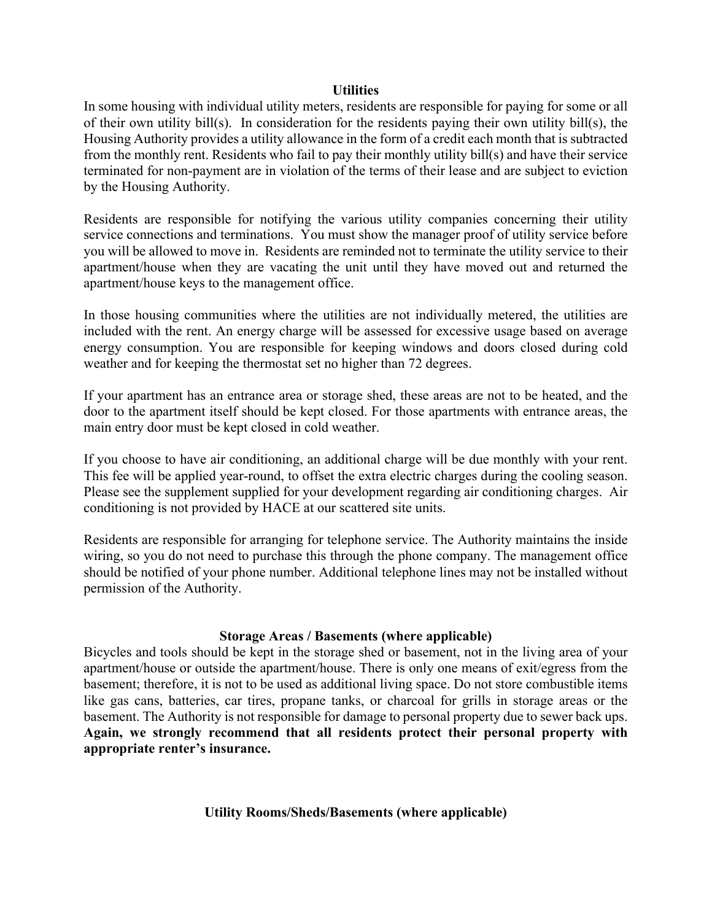## Utilities

In some housing with individual utility meters, residents are responsible for paying for some or all of their own utility bill(s). In consideration for the residents paying their own utility bill(s), the Housing Authority provides a utility allowance in the form of a credit each month that is subtracted from the monthly rent. Residents who fail to pay their monthly utility bill(s) and have their service terminated for non-payment are in violation of the terms of their lease and are subject to eviction by the Housing Authority.

Residents are responsible for notifying the various utility companies concerning their utility service connections and terminations. You must show the manager proof of utility service before you will be allowed to move in. Residents are reminded not to terminate the utility service to their apartment/house when they are vacating the unit until they have moved out and returned the apartment/house keys to the management office.

In those housing communities where the utilities are not individually metered, the utilities are included with the rent. An energy charge will be assessed for excessive usage based on average energy consumption. You are responsible for keeping windows and doors closed during cold weather and for keeping the thermostat set no higher than 72 degrees.

If your apartment has an entrance area or storage shed, these areas are not to be heated, and the door to the apartment itself should be kept closed. For those apartments with entrance areas, the main entry door must be kept closed in cold weather.

If you choose to have air conditioning, an additional charge will be due monthly with your rent. This fee will be applied year-round, to offset the extra electric charges during the cooling season. Please see the supplement supplied for your development regarding air conditioning charges. Air conditioning is not provided by HACE at our scattered site units.

Residents are responsible for arranging for telephone service. The Authority maintains the inside wiring, so you do not need to purchase this through the phone company. The management office should be notified of your phone number. Additional telephone lines may not be installed without permission of the Authority.

## Storage Areas / Basements (where applicable)

Bicycles and tools should be kept in the storage shed or basement, not in the living area of your apartment/house or outside the apartment/house. There is only one means of exit/egress from the basement; therefore, it is not to be used as additional living space. Do not store combustible items like gas cans, batteries, car tires, propane tanks, or charcoal for grills in storage areas or the basement. The Authority is not responsible for damage to personal property due to sewer back ups. **Again, we strongly recommend that all residents protect their personal property with appropriate renter's insurance.**

## Utility Rooms/Sheds/Basements (where applicable)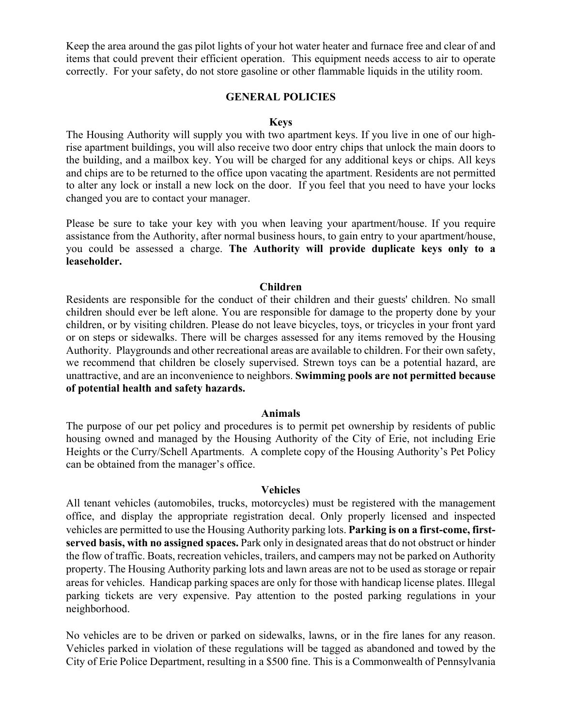Keep the area around the gas pilot lights of your hot water heater and furnace free and clear of and items that could prevent their efficient operation. This equipment needs access to air to operate correctly. For your safety, do not store gasoline or other flammable liquids in the utility room.

## GENERAL POLICIES

### Keys

The Housing Authority will supply you with two apartment keys. If you live in one of our high-rise apartment buildings, you will also receive two door entry chips that unlock the main doors to the building, and a mailbox key. You will be charged for any additional keys or chips. All keys and chips are to be returned to the office upon vacating the apartment. Residents are not permitted to alter any lock or install a new lock on the door. If you feel that you need to have your locks changed you are to contact your manager.

Please be sure to take your key with you when leaving your apartment/house. If you require assistance from the Authority, after normal business hours, to gain entry to your apartment/house, you could be assessed a charge. **The Authority will provide duplicate keys only to a leaseholder.**

### Children

Residents are responsible for the conduct of their children and their guests' children. No small children should ever be left alone. You are responsible for damage to the property done by your children, or by visiting children. Please do not leave bicycles, toys, or tricycles in your front yard or on steps or sidewalks. There will be charges assessed for any items removed by the Housing Authority. Playgrounds and other recreational areas are available to children. For their own safety, we recommend that children be closely supervised. Strewn toys can be a potential hazard, are unattractive, and are an inconvenience to neighbors. **Swimming pools are not permitted because of potential health and safety hazards.**

### Animals

The purpose of our pet policy and procedures is to permit pet ownership by residents of public housing owned and managed by the Housing Authority of the City of Erie, not including Erie Heights or the Curry/Schell Apartments. A complete copy of the Housing Authority's Pet Policy can be obtained from the manager's office.

### Vehicles

All tenant vehicles (automobiles, trucks, motorcycles) must be registered with the management office, and display the appropriate registration decal. Only properly licensed and inspected vehicles are permitted to use the Housing Authority parking lots. **Parking is on a first-come, first-served basis, with no assigned spaces.** Park only in designated areas that do not obstruct or hinder the flow of traffic. Boats, recreation vehicles, trailers, and campers may not be parked on Authority property. The Housing Authority parking lots and lawn areas are not to be used as storage or repair areas for vehicles. Handicap parking spaces are only for those with handicap license plates. Illegal parking tickets are very expensive. Pay attention to the posted parking regulations in your neighborhood.

No vehicles are to be driven or parked on sidewalks, lawns, or in the fire lanes for any reason. Vehicles parked in violation of these regulations will be tagged as abandoned and towed by the City of Erie Police Department, resulting in a $500 fine. This is a Commonwealth of Pennsylvania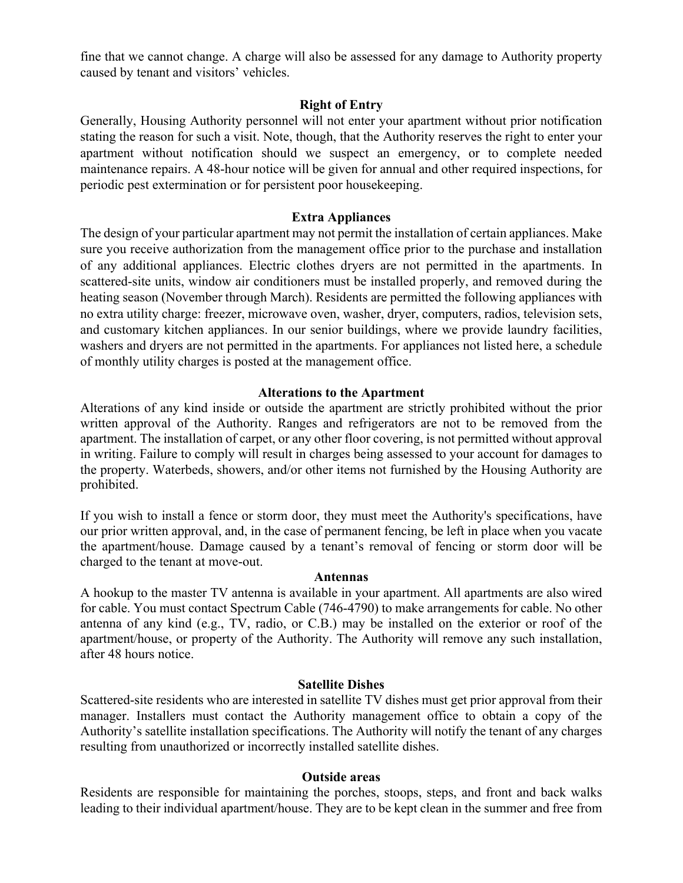fine that we cannot change. A charge will also be assessed for any damage to Authority property caused by tenant and visitors' vehicles.

## Right of Entry

Generally, Housing Authority personnel will not enter your apartment without prior notification stating the reason for such a visit. Note, though, that the Authority reserves the right to enter your apartment without notification should we suspect an emergency, or to complete needed maintenance repairs. A 48-hour notice will be given for annual and other required inspections, for periodic pest extermination or for persistent poor housekeeping.

## Extra Appliances

The design of your particular apartment may not permit the installation of certain appliances. Make sure you receive authorization from the management office prior to the purchase and installation of any additional appliances. Electric clothes dryers are not permitted in the apartments. In scattered-site units, window air conditioners must be installed properly, and removed during the heating season (November through March). Residents are permitted the following appliances with no extra utility charge: freezer, microwave oven, washer, dryer, computers, radios, television sets, and customary kitchen appliances. In our senior buildings, where we provide laundry facilities, washers and dryers are not permitted in the apartments. For appliances not listed here, a schedule of monthly utility charges is posted at the management office.

## Alterations to the Apartment

Alterations of any kind inside or outside the apartment are strictly prohibited without the prior written approval of the Authority. Ranges and refrigerators are not to be removed from the apartment. The installation of carpet, or any other floor covering, is not permitted without approval in writing. Failure to comply will result in charges being assessed to your account for damages to the property. Waterbeds, showers, and/or other items not furnished by the Housing Authority are prohibited.

If you wish to install a fence or storm door, they must meet the Authority's specifications, have our prior written approval, and, in the case of permanent fencing, be left in place when you vacate the apartment/house. Damage caused by a tenant's removal of fencing or storm door will be charged to the tenant at move-out.

## Antennas

A hookup to the master TV antenna is available in your apartment. All apartments are also wired for cable. You must contact Spectrum Cable (746-4790) to make arrangements for cable. No other antenna of any kind (e.g., TV, radio, or C.B.) may be installed on the exterior or roof of the apartment/house, or property of the Authority. The Authority will remove any such installation, after 48 hours notice.

## Satellite Dishes

Scattered-site residents who are interested in satellite TV dishes must get prior approval from their manager. Installers must contact the Authority management office to obtain a copy of the Authority's satellite installation specifications. The Authority will notify the tenant of any charges resulting from unauthorized or incorrectly installed satellite dishes.

## Outside areas

Residents are responsible for maintaining the porches, stoops, steps, and front and back walks leading to their individual apartment/house. They are to be kept clean in the summer and free from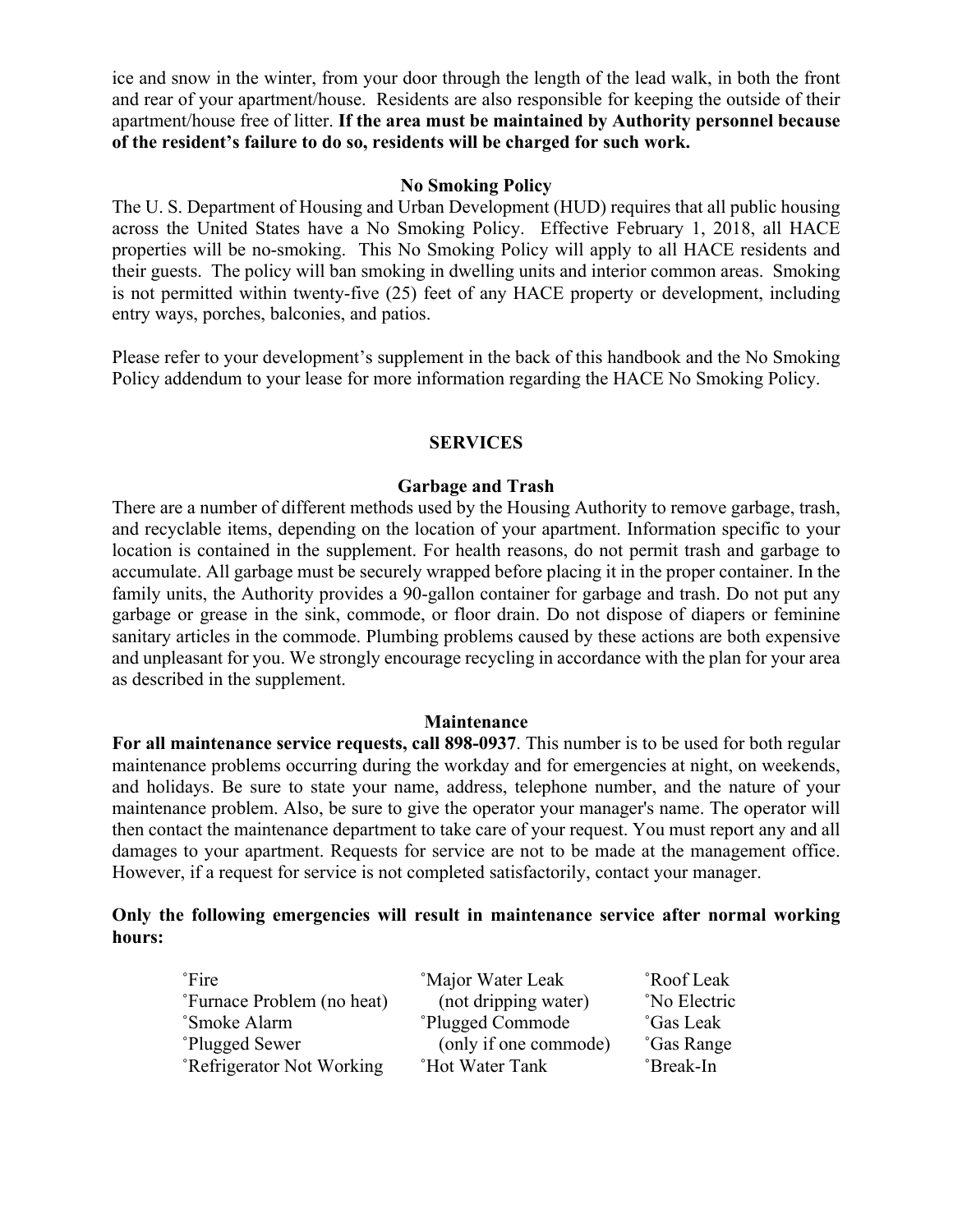ice and snow in the winter, from your door through the length of the lead walk, in both the front and rear of your apartment/house. Residents are also responsible for keeping the outside of their apartment/house free of litter. **If the area must be maintained by Authority personnel because of the resident's failure to do so, residents will be charged for such work.**

### No Smoking Policy

The U. S. Department of Housing and Urban Development (HUD) requires that all public housing across the United States have a No Smoking Policy. Effective February 1, 2018, all HACE properties will be no-smoking. This No Smoking Policy will apply to all HACE residents and their guests. The policy will ban smoking in dwelling units and interior common areas. Smoking is not permitted within twenty-five (25) feet of any HACE property or development, including entry ways, porches, balconies, and patios.

Please refer to your development's supplement in the back of this handbook and the No Smoking Policy addendum to your lease for more information regarding the HACE No Smoking Policy.

## SERVICES

### Garbage and Trash

There are a number of different methods used by the Housing Authority to remove garbage, trash, and recyclable items, depending on the location of your apartment. Information specific to your location is contained in the supplement. For health reasons, do not permit trash and garbage to accumulate. All garbage must be securely wrapped before placing it in the proper container. In the family units, the Authority provides a 90-gallon container for garbage and trash. Do not put any garbage or grease in the sink, commode, or floor drain. Do not dispose of diapers or feminine sanitary articles in the commode. Plumbing problems caused by these actions are both expensive and unpleasant for you. We strongly encourage recycling in accordance with the plan for your area as described in the supplement.

### Maintenance

**For all maintenance service requests, call 898-0937**. This number is to be used for both regular maintenance problems occurring during the workday and for emergencies at night, on weekends, and holidays. Be sure to state your name, address, telephone number, and the nature of your maintenance problem. Also, be sure to give the operator your manager's name. The operator will then contact the maintenance department to take care of your request. You must report any and all damages to your apartment. Requests for service are not to be made at the management office. However, if a request for service is not completed satisfactorily, contact your manager.

**Only the following emergencies will result in maintenance service after normal working hours:**

- Fire
- Furnace Problem (no heat)
- Smoke Alarm
- Plugged Sewer
- Refrigerator Not Working
- Major Water Leak (not dripping water)
- Plugged Commode (only if one commode)
- Hot Water Tank
- Roof Leak
- No Electric
- Gas Leak
- Gas Range
- Break-In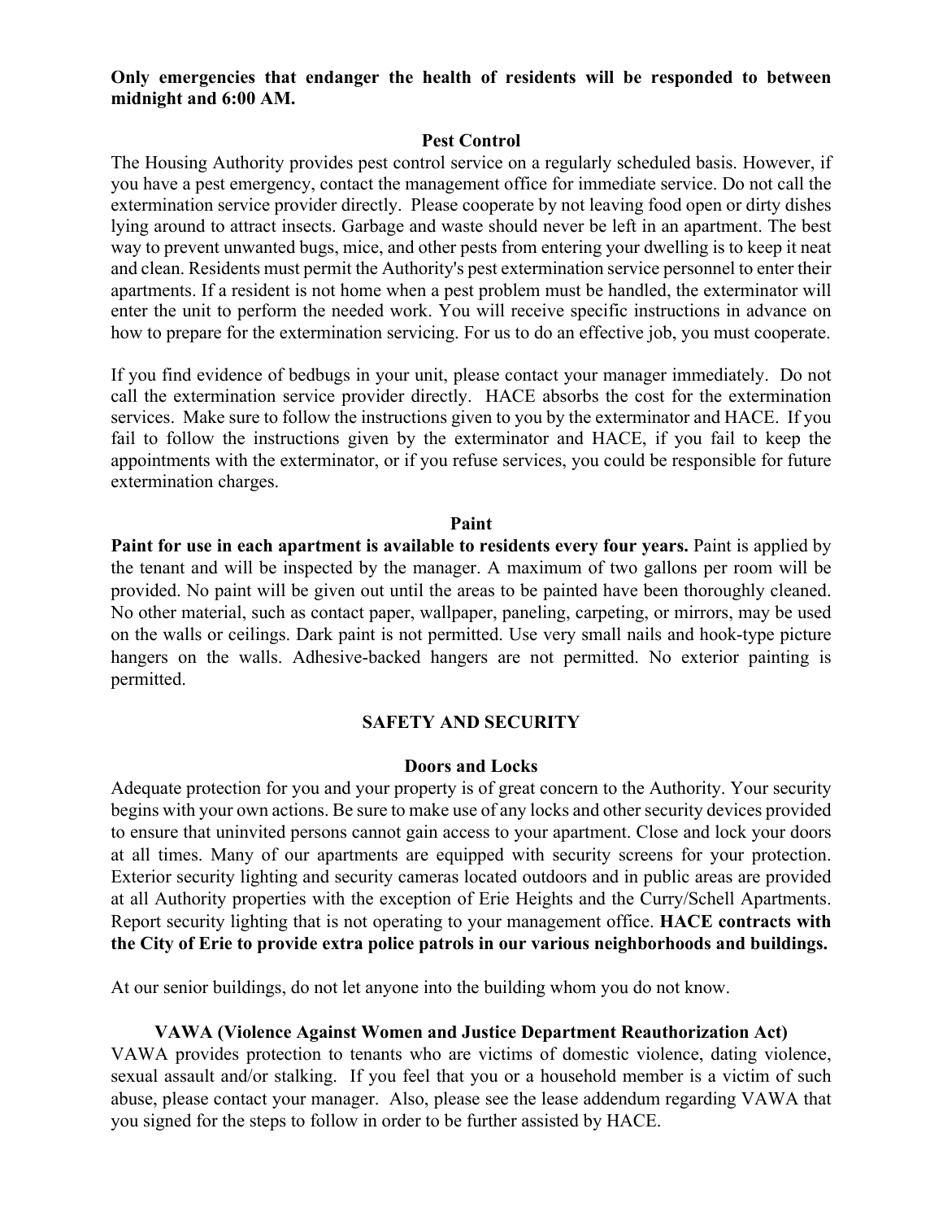**Only emergencies that endanger the health of residents will be responded to between midnight and 6:00 AM.**

### Pest Control

The Housing Authority provides pest control service on a regularly scheduled basis. However, if you have a pest emergency, contact the management office for immediate service. Do not call the extermination service provider directly. Please cooperate by not leaving food open or dirty dishes lying around to attract insects. Garbage and waste should never be left in an apartment. The best way to prevent unwanted bugs, mice, and other pests from entering your dwelling is to keep it neat and clean. Residents must permit the Authority's pest extermination service personnel to enter their apartments. If a resident is not home when a pest problem must be handled, the exterminator will enter the unit to perform the needed work. You will receive specific instructions in advance on how to prepare for the extermination servicing. For us to do an effective job, you must cooperate.

If you find evidence of bedbugs in your unit, please contact your manager immediately. Do not call the extermination service provider directly. HACE absorbs the cost for the extermination services. Make sure to follow the instructions given to you by the exterminator and HACE. If you fail to follow the instructions given by the exterminator and HACE, if you fail to keep the appointments with the exterminator, or if you refuse services, you could be responsible for future extermination charges.

### Paint

**Paint for use in each apartment is available to residents every four years.** Paint is applied by the tenant and will be inspected by the manager. A maximum of two gallons per room will be provided. No paint will be given out until the areas to be painted have been thoroughly cleaned. No other material, such as contact paper, wallpaper, paneling, carpeting, or mirrors, may be used on the walls or ceilings. Dark paint is not permitted. Use very small nails and hook-type picture hangers on the walls. Adhesive-backed hangers are not permitted. No exterior painting is permitted.

## SAFETY AND SECURITY

### Doors and Locks

Adequate protection for you and your property is of great concern to the Authority. Your security begins with your own actions. Be sure to make use of any locks and other security devices provided to ensure that uninvited persons cannot gain access to your apartment. Close and lock your doors at all times. Many of our apartments are equipped with security screens for your protection. Exterior security lighting and security cameras located outdoors and in public areas are provided at all Authority properties with the exception of Erie Heights and the Curry/Schell Apartments. Report security lighting that is not operating to your management office. **HACE contracts with the City of Erie to provide extra police patrols in our various neighborhoods and buildings.**

At our senior buildings, do not let anyone into the building whom you do not know.

### VAWA (Violence Against Women and Justice Department Reauthorization Act)

VAWA provides protection to tenants who are victims of domestic violence, dating violence, sexual assault and/or stalking. If you feel that you or a household member is a victim of such abuse, please contact your manager. Also, please see the lease addendum regarding VAWA that you signed for the steps to follow in order to be further assisted by HACE.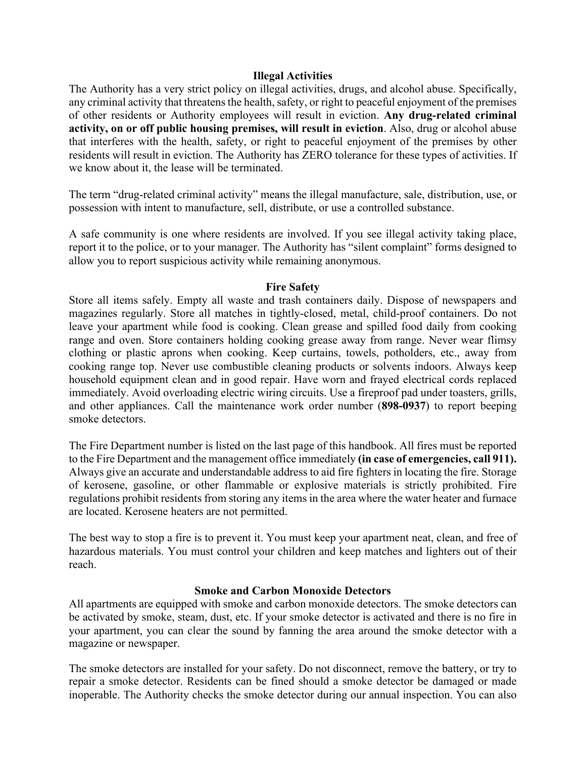## Illegal Activities

The Authority has a very strict policy on illegal activities, drugs, and alcohol abuse. Specifically, any criminal activity that threatens the health, safety, or right to peaceful enjoyment of the premises of other residents or Authority employees will result in eviction. **Any drug-related criminal activity, on or off public housing premises, will result in eviction**. Also, drug or alcohol abuse that interferes with the health, safety, or right to peaceful enjoyment of the premises by other residents will result in eviction. The Authority has ZERO tolerance for these types of activities. If we know about it, the lease will be terminated.

The term "drug-related criminal activity" means the illegal manufacture, sale, distribution, use, or possession with intent to manufacture, sell, distribute, or use a controlled substance.

A safe community is one where residents are involved. If you see illegal activity taking place, report it to the police, or to your manager. The Authority has "silent complaint" forms designed to allow you to report suspicious activity while remaining anonymous.

## Fire Safety

Store all items safely. Empty all waste and trash containers daily. Dispose of newspapers and magazines regularly. Store all matches in tightly-closed, metal, child-proof containers. Do not leave your apartment while food is cooking. Clean grease and spilled food daily from cooking range and oven. Store containers holding cooking grease away from range. Never wear flimsy clothing or plastic aprons when cooking. Keep curtains, towels, potholders, etc., away from cooking range top. Never use combustible cleaning products or solvents indoors. Always keep household equipment clean and in good repair. Have worn and frayed electrical cords replaced immediately. Avoid overloading electric wiring circuits. Use a fireproof pad under toasters, grills, and other appliances. Call the maintenance work order number (**898-0937**) to report beeping smoke detectors.

The Fire Department number is listed on the last page of this handbook. All fires must be reported to the Fire Department and the management office immediately **(in case of emergencies, call 911).** Always give an accurate and understandable address to aid fire fighters in locating the fire. Storage of kerosene, gasoline, or other flammable or explosive materials is strictly prohibited. Fire regulations prohibit residents from storing any items in the area where the water heater and furnace are located. Kerosene heaters are not permitted.

The best way to stop a fire is to prevent it. You must keep your apartment neat, clean, and free of hazardous materials. You must control your children and keep matches and lighters out of their reach.

## Smoke and Carbon Monoxide Detectors

All apartments are equipped with smoke and carbon monoxide detectors. The smoke detectors can be activated by smoke, steam, dust, etc. If your smoke detector is activated and there is no fire in your apartment, you can clear the sound by fanning the area around the smoke detector with a magazine or newspaper.

The smoke detectors are installed for your safety. Do not disconnect, remove the battery, or try to repair a smoke detector. Residents can be fined should a smoke detector be damaged or made inoperable. The Authority checks the smoke detector during our annual inspection. You can also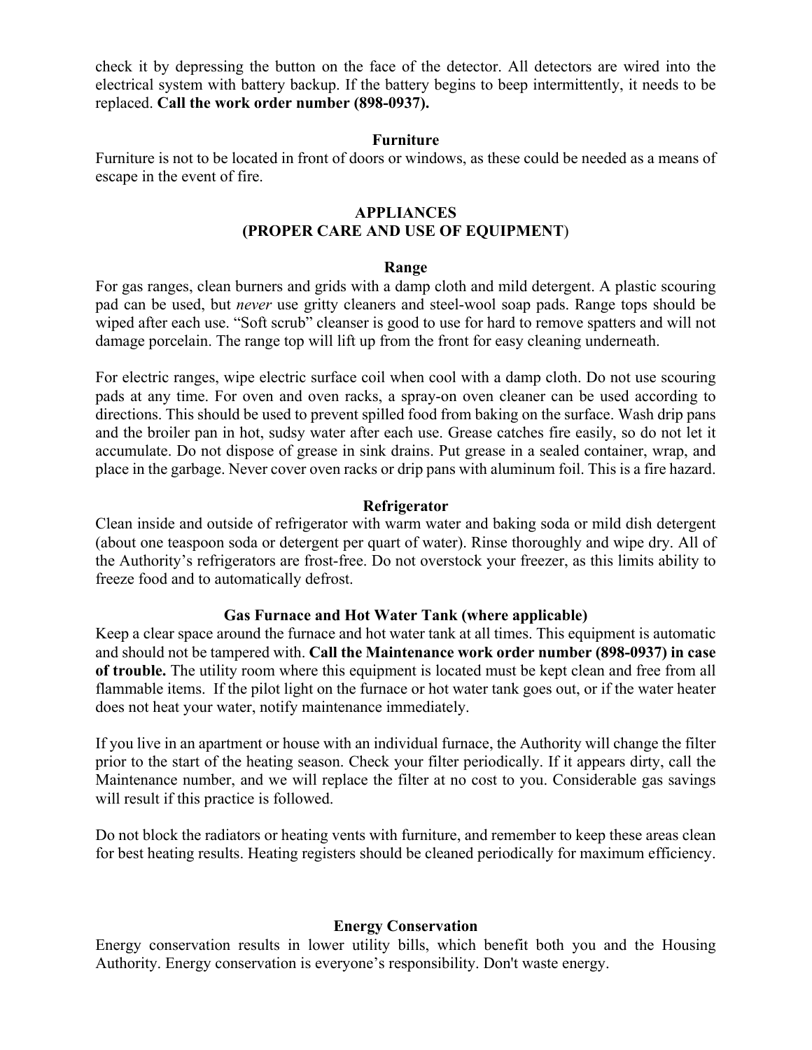check it by depressing the button on the face of the detector. All detectors are wired into the electrical system with battery backup. If the battery begins to beep intermittently, it needs to be replaced. **Call the work order number (898-0937).**

### Furniture

Furniture is not to be located in front of doors or windows, as these could be needed as a means of escape in the event of fire.

## APPLIANCES
## (PROPER CARE AND USE OF EQUIPMENT)

### Range

For gas ranges, clean burners and grids with a damp cloth and mild detergent. A plastic scouring pad can be used, but *never* use gritty cleaners and steel-wool soap pads. Range tops should be wiped after each use. "Soft scrub" cleanser is good to use for hard to remove spatters and will not damage porcelain. The range top will lift up from the front for easy cleaning underneath.

For electric ranges, wipe electric surface coil when cool with a damp cloth. Do not use scouring pads at any time. For oven and oven racks, a spray-on oven cleaner can be used according to directions. This should be used to prevent spilled food from baking on the surface. Wash drip pans and the broiler pan in hot, sudsy water after each use. Grease catches fire easily, so do not let it accumulate. Do not dispose of grease in sink drains. Put grease in a sealed container, wrap, and place in the garbage. Never cover oven racks or drip pans with aluminum foil. This is a fire hazard.

### Refrigerator

Clean inside and outside of refrigerator with warm water and baking soda or mild dish detergent (about one teaspoon soda or detergent per quart of water). Rinse thoroughly and wipe dry. All of the Authority's refrigerators are frost-free. Do not overstock your freezer, as this limits ability to freeze food and to automatically defrost.

### Gas Furnace and Hot Water Tank (where applicable)

Keep a clear space around the furnace and hot water tank at all times. This equipment is automatic and should not be tampered with. **Call the Maintenance work order number (898-0937) in case of trouble.** The utility room where this equipment is located must be kept clean and free from all flammable items. If the pilot light on the furnace or hot water tank goes out, or if the water heater does not heat your water, notify maintenance immediately.

If you live in an apartment or house with an individual furnace, the Authority will change the filter prior to the start of the heating season. Check your filter periodically. If it appears dirty, call the Maintenance number, and we will replace the filter at no cost to you. Considerable gas savings will result if this practice is followed.

Do not block the radiators or heating vents with furniture, and remember to keep these areas clean for best heating results. Heating registers should be cleaned periodically for maximum efficiency.

### Energy Conservation

Energy conservation results in lower utility bills, which benefit both you and the Housing Authority. Energy conservation is everyone's responsibility. Don't waste energy.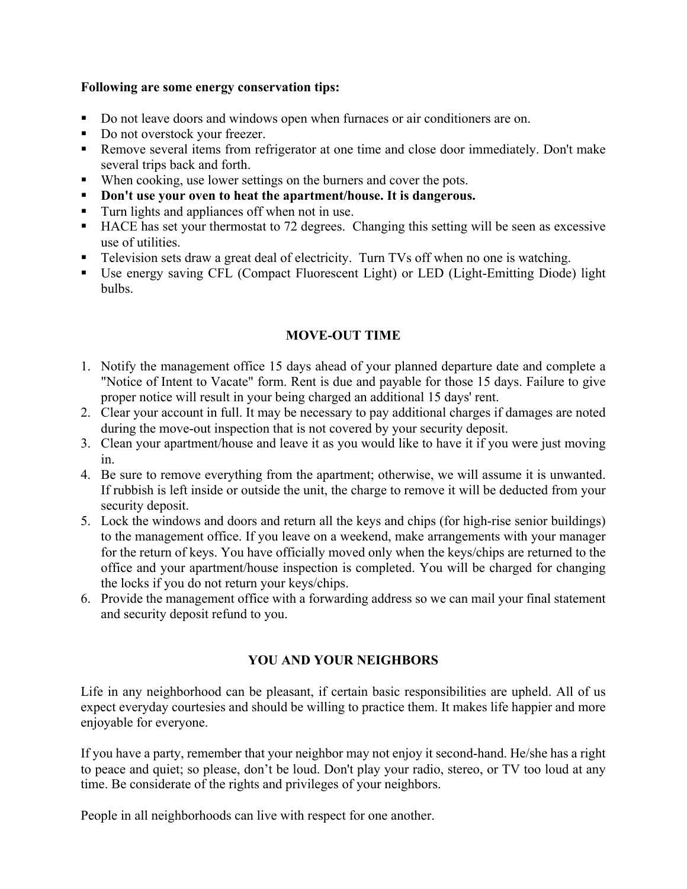**Following are some energy conservation tips:**

- Do not leave doors and windows open when furnaces or air conditioners are on.
- Do not overstock your freezer.
- Remove several items from refrigerator at one time and close door immediately. Don't make several trips back and forth.
- When cooking, use lower settings on the burners and cover the pots.
- **Don't use your oven to heat the apartment/house. It is dangerous.**
- Turn lights and appliances off when not in use.
- HACE has set your thermostat to 72 degrees. Changing this setting will be seen as excessive use of utilities.
- Television sets draw a great deal of electricity. Turn TVs off when no one is watching.
- Use energy saving CFL (Compact Fluorescent Light) or LED (Light-Emitting Diode) light bulbs.

## MOVE-OUT TIME

1. Notify the management office 15 days ahead of your planned departure date and complete a "Notice of Intent to Vacate" form. Rent is due and payable for those 15 days. Failure to give proper notice will result in your being charged an additional 15 days' rent.
2. Clear your account in full. It may be necessary to pay additional charges if damages are noted during the move-out inspection that is not covered by your security deposit.
3. Clean your apartment/house and leave it as you would like to have it if you were just moving in.
4. Be sure to remove everything from the apartment; otherwise, we will assume it is unwanted. If rubbish is left inside or outside the unit, the charge to remove it will be deducted from your security deposit.
5. Lock the windows and doors and return all the keys and chips (for high-rise senior buildings) to the management office. If you leave on a weekend, make arrangements with your manager for the return of keys. You have officially moved only when the keys/chips are returned to the office and your apartment/house inspection is completed. You will be charged for changing the locks if you do not return your keys/chips.
6. Provide the management office with a forwarding address so we can mail your final statement and security deposit refund to you.

## YOU AND YOUR NEIGHBORS

Life in any neighborhood can be pleasant, if certain basic responsibilities are upheld. All of us expect everyday courtesies and should be willing to practice them. It makes life happier and more enjoyable for everyone.

If you have a party, remember that your neighbor may not enjoy it second-hand. He/she has a right to peace and quiet; so please, don't be loud. Don't play your radio, stereo, or TV too loud at any time. Be considerate of the rights and privileges of your neighbors.

People in all neighborhoods can live with respect for one another.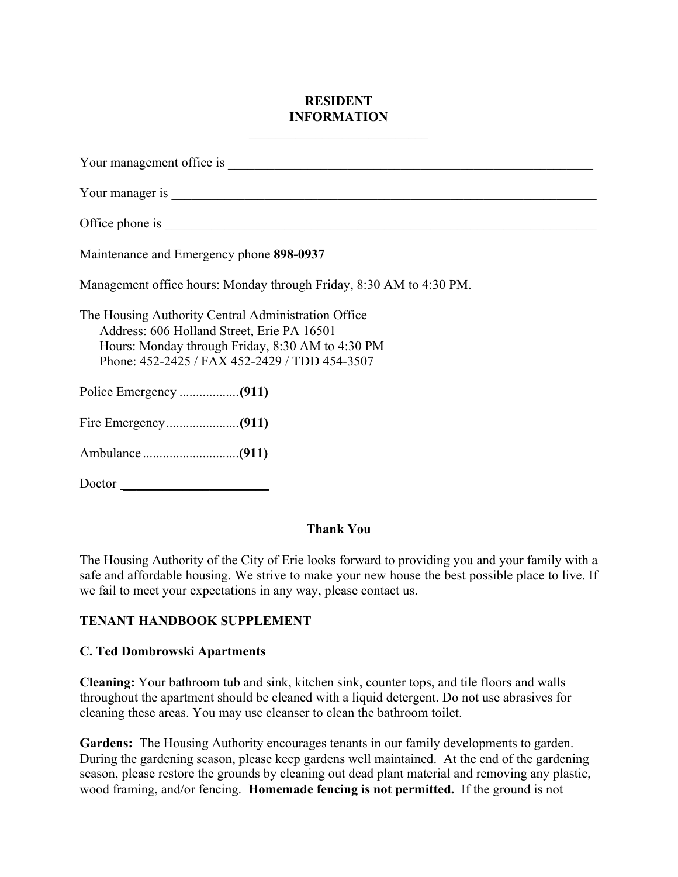**RESIDENT INFORMATION**

Your management office is ___________________________________________________________

Your manager is ____________________________________________________________________

Office phone is _____________________________________________________________________

Maintenance and Emergency phone **898-0937**

Management office hours: Monday through Friday, 8:30 AM to 4:30 PM.

The Housing Authority Central Administration Office
Address: 606 Holland Street, Erie PA 16501
Hours: Monday through Friday, 8:30 AM to 4:30 PM
Phone: 452-2425 / FAX 452-2429 / TDD 454-3507

Police Emergency ..................**(911)**

Fire Emergency......................**(911)**

Ambulance.............................**(911)**

Doctor _______________________

**Thank You**

The Housing Authority of the City of Erie looks forward to providing you and your family with a safe and affordable housing. We strive to make your new house the best possible place to live. If we fail to meet your expectations in any way, please contact us.

**TENANT HANDBOOK SUPPLEMENT**

**C. Ted Dombrowski Apartments**

**Cleaning:** Your bathroom tub and sink, kitchen sink, counter tops, and tile floors and walls throughout the apartment should be cleaned with a liquid detergent. Do not use abrasives for cleaning these areas. You may use cleanser to clean the bathroom toilet.

**Gardens:** The Housing Authority encourages tenants in our family developments to garden. During the gardening season, please keep gardens well maintained. At the end of the gardening season, please restore the grounds by cleaning out dead plant material and removing any plastic, wood framing, and/or fencing. **Homemade fencing is not permitted.** If the ground is not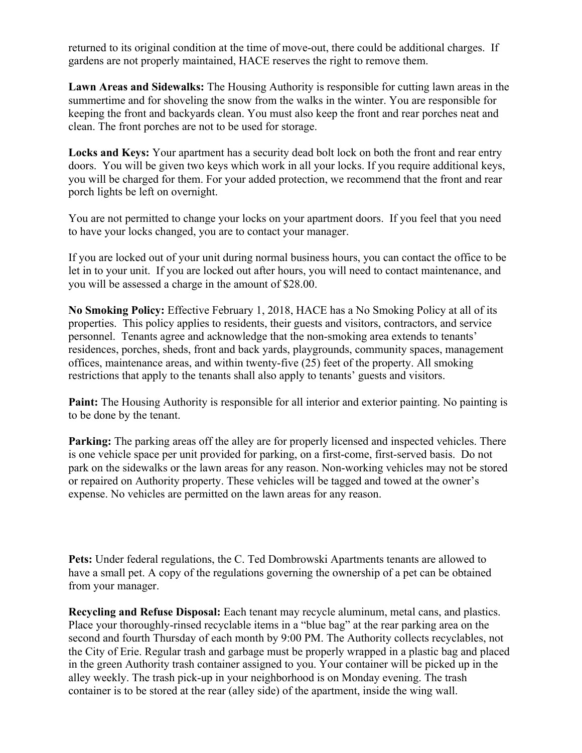returned to its original condition at the time of move-out, there could be additional charges. If gardens are not properly maintained, HACE reserves the right to remove them.

**Lawn Areas and Sidewalks:** The Housing Authority is responsible for cutting lawn areas in the summertime and for shoveling the snow from the walks in the winter. You are responsible for keeping the front and backyards clean. You must also keep the front and rear porches neat and clean. The front porches are not to be used for storage.

**Locks and Keys:** Your apartment has a security dead bolt lock on both the front and rear entry doors. You will be given two keys which work in all your locks. If you require additional keys, you will be charged for them. For your added protection, we recommend that the front and rear porch lights be left on overnight.

You are not permitted to change your locks on your apartment doors. If you feel that you need to have your locks changed, you are to contact your manager.

If you are locked out of your unit during normal business hours, you can contact the office to be let in to your unit. If you are locked out after hours, you will need to contact maintenance, and you will be assessed a charge in the amount of $28.00.

**No Smoking Policy:** Effective February 1, 2018, HACE has a No Smoking Policy at all of its properties. This policy applies to residents, their guests and visitors, contractors, and service personnel. Tenants agree and acknowledge that the non-smoking area extends to tenants' residences, porches, sheds, front and back yards, playgrounds, community spaces, management offices, maintenance areas, and within twenty-five (25) feet of the property. All smoking restrictions that apply to the tenants shall also apply to tenants' guests and visitors.

**Paint:** The Housing Authority is responsible for all interior and exterior painting. No painting is to be done by the tenant.

**Parking:** The parking areas off the alley are for properly licensed and inspected vehicles. There is one vehicle space per unit provided for parking, on a first-come, first-served basis. Do not park on the sidewalks or the lawn areas for any reason. Non-working vehicles may not be stored or repaired on Authority property. These vehicles will be tagged and towed at the owner's expense. No vehicles are permitted on the lawn areas for any reason.

**Pets:** Under federal regulations, the C. Ted Dombrowski Apartments tenants are allowed to have a small pet. A copy of the regulations governing the ownership of a pet can be obtained from your manager.

**Recycling and Refuse Disposal:** Each tenant may recycle aluminum, metal cans, and plastics. Place your thoroughly-rinsed recyclable items in a "blue bag" at the rear parking area on the second and fourth Thursday of each month by 9:00 PM. The Authority collects recyclables, not the City of Erie. Regular trash and garbage must be properly wrapped in a plastic bag and placed in the green Authority trash container assigned to you. Your container will be picked up in the alley weekly. The trash pick-up in your neighborhood is on Monday evening. The trash container is to be stored at the rear (alley side) of the apartment, inside the wing wall.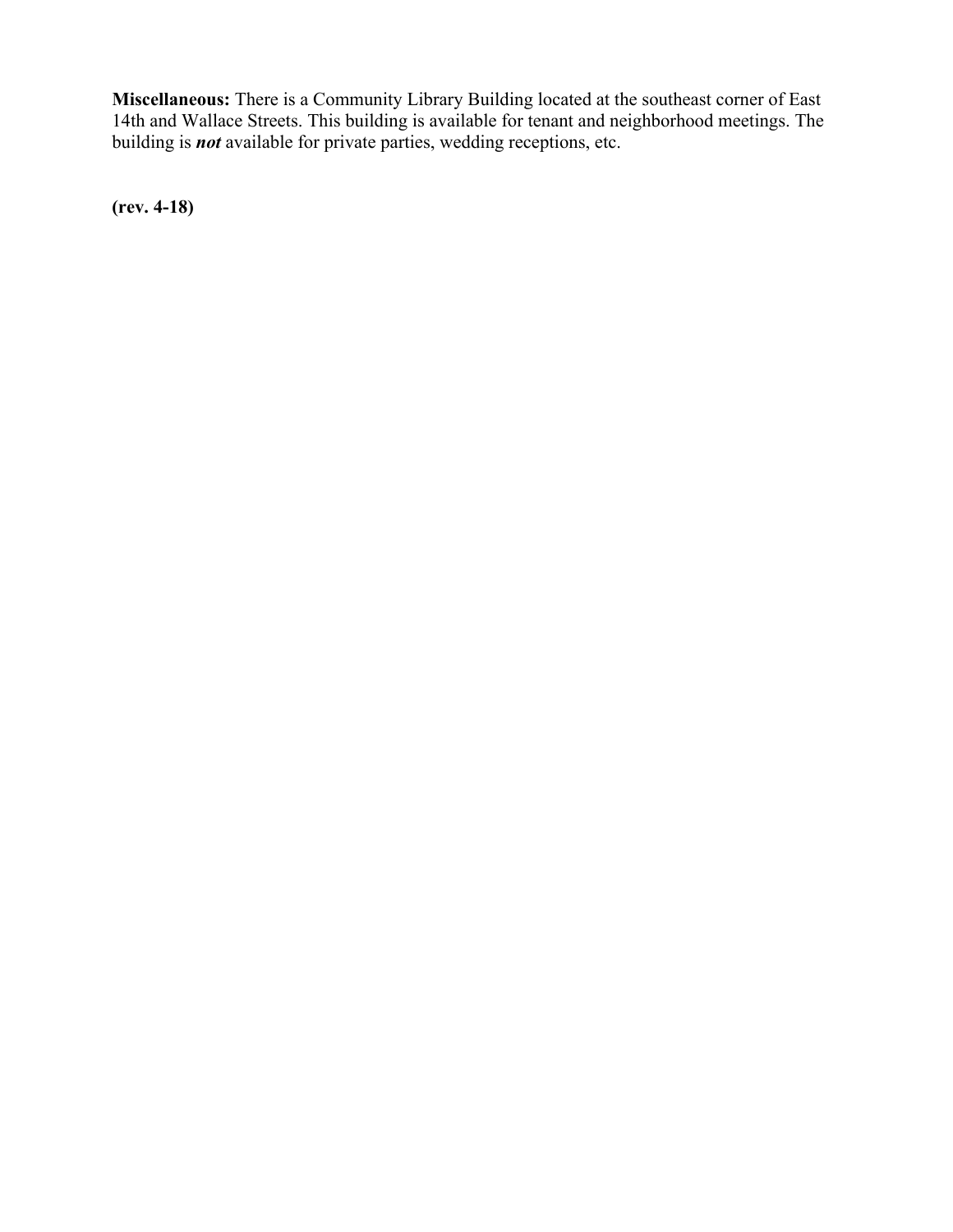**Miscellaneous:** There is a Community Library Building located at the southeast corner of East 14th and Wallace Streets. This building is available for tenant and neighborhood meetings. The building is ***not*** available for private parties, wedding receptions, etc.

**(rev. 4-18)**